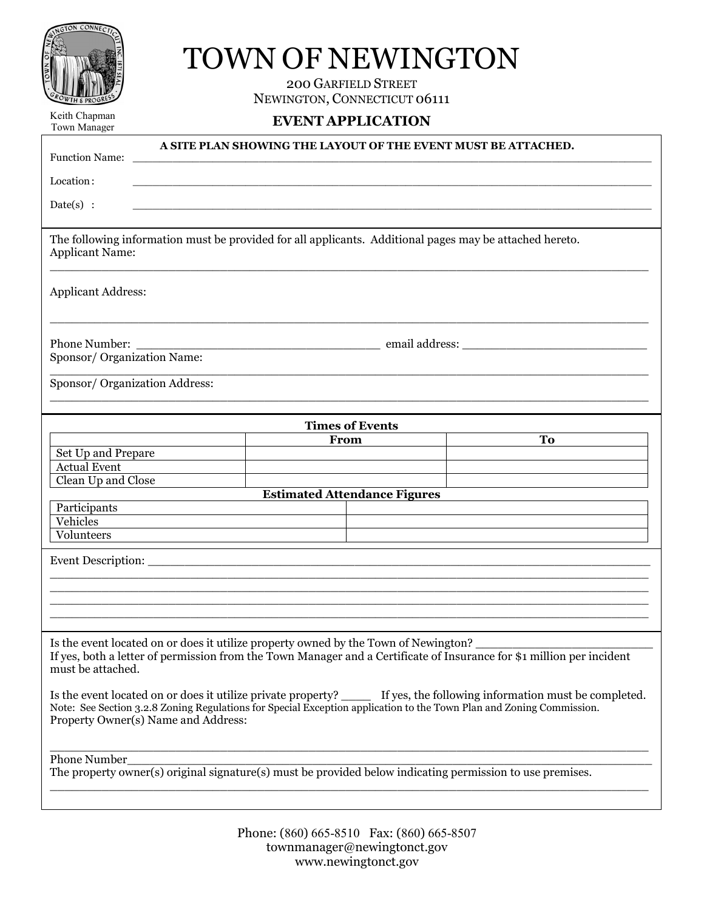Keith Chapman
Town Manager

# TOWN OF NEWINGTON

200 GARFIELD STREET
NEWINGTON, CONNECTICUT 06111

## EVENT APPLICATION

**A SITE PLAN SHOWING THE LAYOUT OF THE EVENT MUST BE ATTACHED.**

Function Name: ______________________________________________________________

Location: ______________________________________________________________

Date(s) : ______________________________________________________________

The following information must be provided for all applicants. Additional pages may be attached hereto.

Applicant Name:
______________________________________________________________

Applicant Address:

______________________________________________________________

Phone Number: ______________________________ email address: ______________________

Sponsor/ Organization Name:
______________________________________________________________

Sponsor/ Organization Address:
______________________________________________________________

**Times of Events**

| | From | To |
|---|---|---|
| Set Up and Prepare | | |
| Actual Event | | |
| Clean Up and Close | | |

**Estimated Attendance Figures**

| | |
|---|---|
| Participants | |
| Vehicles | |
| Volunteers | |

Event Description: ______________________________________________________________
______________________________________________________________
______________________________________________________________
______________________________________________________________
______________________________________________________________

Is the event located on or does it utilize property owned by the Town of Newington? ____________________
If yes, both a letter of permission from the Town Manager and a Certificate of Insurance for $1 million per incident must be attached.

Is the event located on or does it utilize private property? ____ If yes, the following information must be completed.
Note: See Section 3.2.8 Zoning Regulations for Special Exception application to the Town Plan and Zoning Commission.
Property Owner(s) Name and Address:

______________________________________________________________

Phone Number______________________________________________________________

The property owner(s) original signature(s) must be provided below indicating permission to use premises.
______________________________________________________________

Phone: (860) 665-8510 Fax: (860) 665-8507
townmanager@newingtonct.gov
www.newingtonct.gov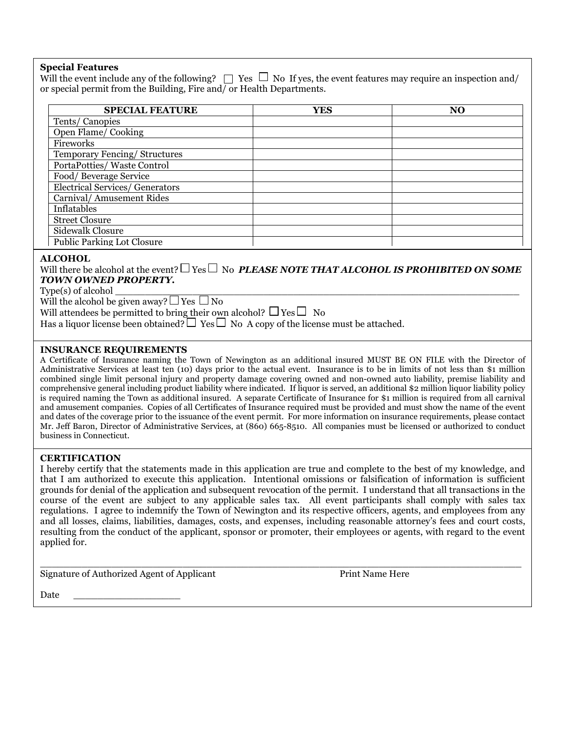**Special Features**

Will the event include any of the following? ☐ Yes ☐ No If yes, the event features may require an inspection and/ or special permit from the Building, Fire and/ or Health Departments.

| SPECIAL FEATURE | YES | NO |
|---|---|---|
| Tents/ Canopies | | |
| Open Flame/ Cooking | | |
| Fireworks | | |
| Temporary Fencing/ Structures | | |
| PortaPotties/ Waste Control | | |
| Food/ Beverage Service | | |
| Electrical Services/ Generators | | |
| Carnival/ Amusement Rides | | |
| Inflatables | | |
| Street Closure | | |
| Sidewalk Closure | | |
| Public Parking Lot Closure | | |

**ALCOHOL**

Will there be alcohol at the event? ☐ Yes ☐ No ***PLEASE NOTE THAT ALCOHOL IS PROHIBITED ON SOME TOWN OWNED PROPERTY.***

Type(s) of alcohol ___________________________________________________________

Will the alcohol be given away? ☐ Yes ☐ No

Will attendees be permitted to bring their own alcohol? ☐ Yes ☐ No

Has a liquor license been obtained? ☐ Yes ☐ No A copy of the license must be attached.

**INSURANCE REQUIREMENTS**

A Certificate of Insurance naming the Town of Newington as an additional insured MUST BE ON FILE with the Director of Administrative Services at least ten (10) days prior to the actual event. Insurance is to be in limits of not less than $1 million combined single limit personal injury and property damage covering owned and non-owned auto liability, premise liability and comprehensive general including product liability where indicated. If liquor is served, an additional $2 million liquor liability policy is required naming the Town as additional insured. A separate Certificate of Insurance for $1 million is required from all carnival and amusement companies. Copies of all Certificates of Insurance required must be provided and must show the name of the event and dates of the coverage prior to the issuance of the event permit. For more information on insurance requirements, please contact Mr. Jeff Baron, Director of Administrative Services, at (860) 665-8510. All companies must be licensed or authorized to conduct business in Connecticut.

**CERTIFICATION**

I hereby certify that the statements made in this application are true and complete to the best of my knowledge, and that I am authorized to execute this application. Intentional omissions or falsification of information is sufficient grounds for denial of the application and subsequent revocation of the permit. I understand that all transactions in the course of the event are subject to any applicable sales tax. All event participants shall comply with sales tax regulations. I agree to indemnify the Town of Newington and its respective officers, agents, and employees from any and all losses, claims, liabilities, damages, costs, and expenses, including reasonable attorney's fees and court costs, resulting from the conduct of the applicant, sponsor or promoter, their employees or agents, with regard to the event applied for.

_____________________________________________________________________________________

Signature of Authorized Agent of Applicant Print Name Here

Date ___________________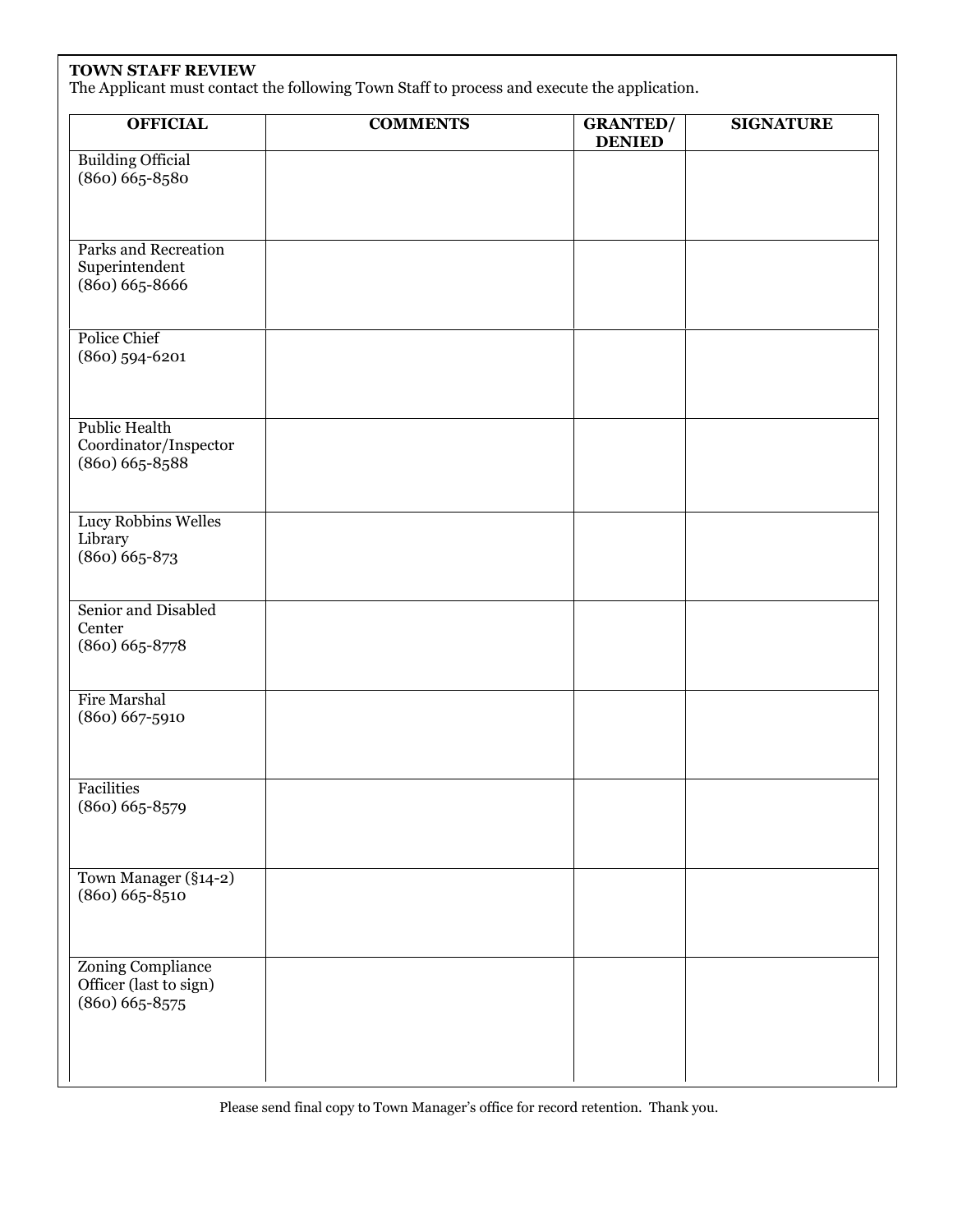**TOWN STAFF REVIEW**

The Applicant must contact the following Town Staff to process and execute the application.

| OFFICIAL | COMMENTS | GRANTED/ DENIED | SIGNATURE |
|---|---|---|---|
| Building Official (860) 665-8580 | | | |
| Parks and Recreation Superintendent (860) 665-8666 | | | |
| Police Chief (860) 594-6201 | | | |
| Public Health Coordinator/Inspector (860) 665-8588 | | | |
| Lucy Robbins Welles Library (860) 665-873 | | | |
| Senior and Disabled Center (860) 665-8778 | | | |
| Fire Marshal (860) 667-5910 | | | |
| Facilities (860) 665-8579 | | | |
| Town Manager (§14-2) (860) 665-8510 | | | |
| Zoning Compliance Officer (last to sign) (860) 665-8575 | | | |

Please send final copy to Town Manager's office for record retention. Thank you.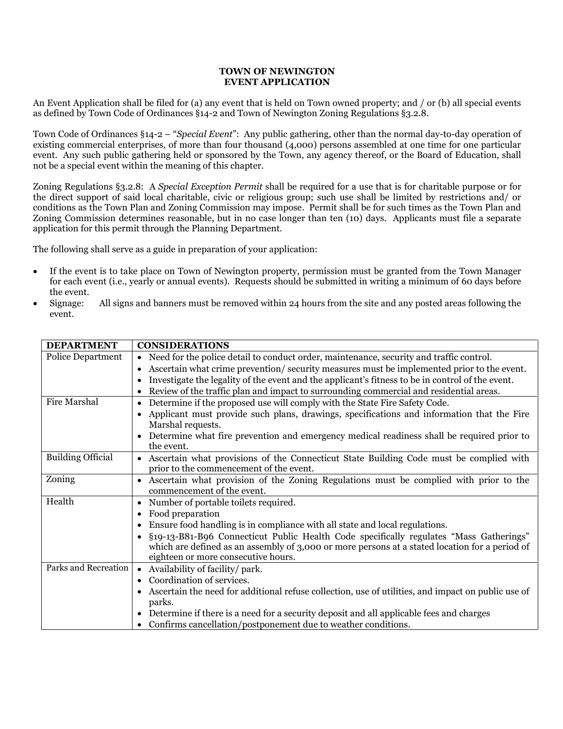# TOWN OF NEWINGTON
# EVENT APPLICATION

An Event Application shall be filed for (a) any event that is held on Town owned property; and / or (b) all special events as defined by Town Code of Ordinances §14-2 and Town of Newington Zoning Regulations §3.2.8.

Town Code of Ordinances §14-2 – "*Special Event*": Any public gathering, other than the normal day-to-day operation of existing commercial enterprises, of more than four thousand (4,000) persons assembled at one time for one particular event. Any such public gathering held or sponsored by the Town, any agency thereof, or the Board of Education, shall not be a special event within the meaning of this chapter.

Zoning Regulations §3.2.8: A *Special Exception Permit* shall be required for a use that is for charitable purpose or for the direct support of said local charitable, civic or religious group; such use shall be limited by restrictions and/ or conditions as the Town Plan and Zoning Commission may impose. Permit shall be for such times as the Town Plan and Zoning Commission determines reasonable, but in no case longer than ten (10) days. Applicants must file a separate application for this permit through the Planning Department.

The following shall serve as a guide in preparation of your application:

- If the event is to take place on Town of Newington property, permission must be granted from the Town Manager for each event (i.e., yearly or annual events). Requests should be submitted in writing a minimum of 60 days before the event.
- Signage: All signs and banners must be removed within 24 hours from the site and any posted areas following the event.

| DEPARTMENT | CONSIDERATIONS |
|---|---|
| Police Department | • Need for the police detail to conduct order, maintenance, security and traffic control.<br>• Ascertain what crime prevention/ security measures must be implemented prior to the event.<br>• Investigate the legality of the event and the applicant's fitness to be in control of the event.<br>• Review of the traffic plan and impact to surrounding commercial and residential areas. |
| Fire Marshal | • Determine if the proposed use will comply with the State Fire Safety Code.<br>• Applicant must provide such plans, drawings, specifications and information that the Fire Marshal requests.<br>• Determine what fire prevention and emergency medical readiness shall be required prior to the event. |
| Building Official | • Ascertain what provisions of the Connecticut State Building Code must be complied with prior to the commencement of the event. |
| Zoning | • Ascertain what provision of the Zoning Regulations must be complied with prior to the commencement of the event. |
| Health | • Number of portable toilets required.<br>• Food preparation<br>• Ensure food handling is in compliance with all state and local regulations.<br>• §19-13-B81-B96 Connecticut Public Health Code specifically regulates "Mass Gatherings" which are defined as an assembly of 3,000 or more persons at a stated location for a period of eighteen or more consecutive hours. |
| Parks and Recreation | • Availability of facility/ park.<br>• Coordination of services.<br>• Ascertain the need for additional refuse collection, use of utilities, and impact on public use of parks.<br>• Determine if there is a need for a security deposit and all applicable fees and charges<br>• Confirms cancellation/postponement due to weather conditions. |